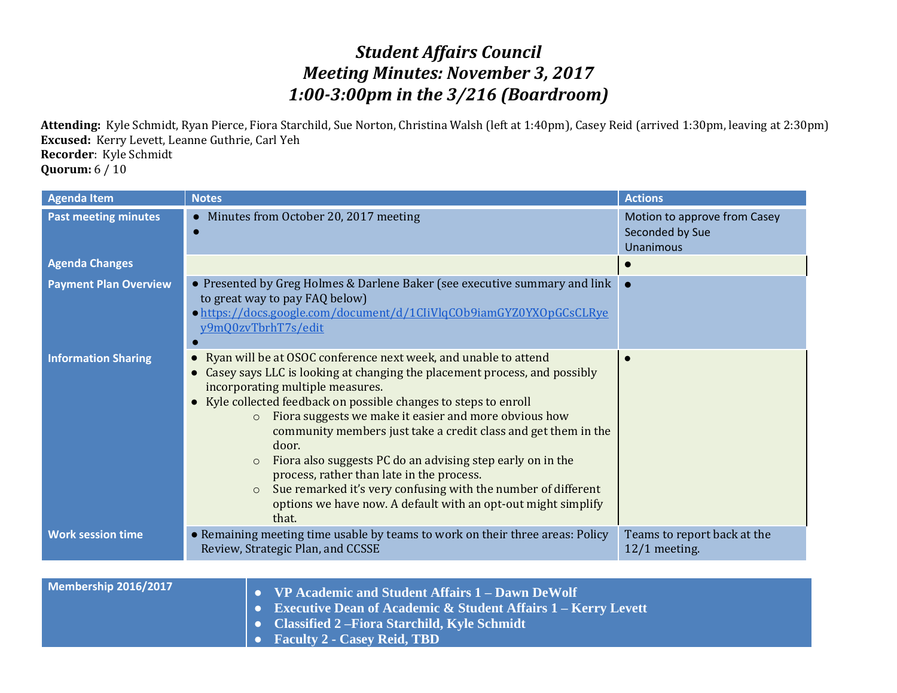# *Student Affairs Council*
# *Meeting Minutes: November 3, 2017*
# *1:00-3:00pm in the 3/216 (Boardroom)*

**Attending:** Kyle Schmidt, Ryan Pierce, Fiora Starchild, Sue Norton, Christina Walsh (left at 1:40pm), Casey Reid (arrived 1:30pm, leaving at 2:30pm)
**Excused:** Kerry Levett, Leanne Guthrie, Carl Yeh
**Recorder**: Kyle Schmidt
**Quorum:** 6 / 10

| Agenda Item | Notes | Actions |
|---|---|---|
| **Past meeting minutes** | • Minutes from October 20, 2017 meeting<br>• | Motion to approve from Casey<br>Seconded by Sue<br>Unanimous |
| **Agenda Changes** | | • |
| **Payment Plan Overview** | • Presented by Greg Holmes & Darlene Baker (see executive summary and link to great way to pay FAQ below)<br>• https://docs.google.com/document/d/1CIiVlqCOb9iamGYZ0YXOpGCsCLRyey9mQ0zvTbrhT7s/edit<br>• | • |
| **Information Sharing** | • Ryan will be at OSOC conference next week, and unable to attend<br>• Casey says LLC is looking at changing the placement process, and possibly incorporating multiple measures.<br>• Kyle collected feedback on possible changes to steps to enroll<br>&nbsp;&nbsp;&nbsp;&nbsp;○ Fiora suggests we make it easier and more obvious how community members just take a credit class and get them in the door.<br>&nbsp;&nbsp;&nbsp;&nbsp;○ Fiora also suggests PC do an advising step early on in the process, rather than late in the process.<br>&nbsp;&nbsp;&nbsp;&nbsp;○ Sue remarked it's very confusing with the number of different options we have now. A default with an opt-out might simplify that. | • |
| **Work session time** | • Remaining meeting time usable by teams to work on their three areas: Policy Review, Strategic Plan, and CCSSE | Teams to report back at the 12/1 meeting. |

| Membership 2016/2017 | |
|---|---|
| | • **VP Academic and Student Affairs 1 – Dawn DeWolf**<br>• **Executive Dean of Academic & Student Affairs 1 – Kerry Levett**<br>• **Classified 2 –Fiora Starchild, Kyle Schmidt**<br>• **Faculty 2 - Casey Reid, TBD** |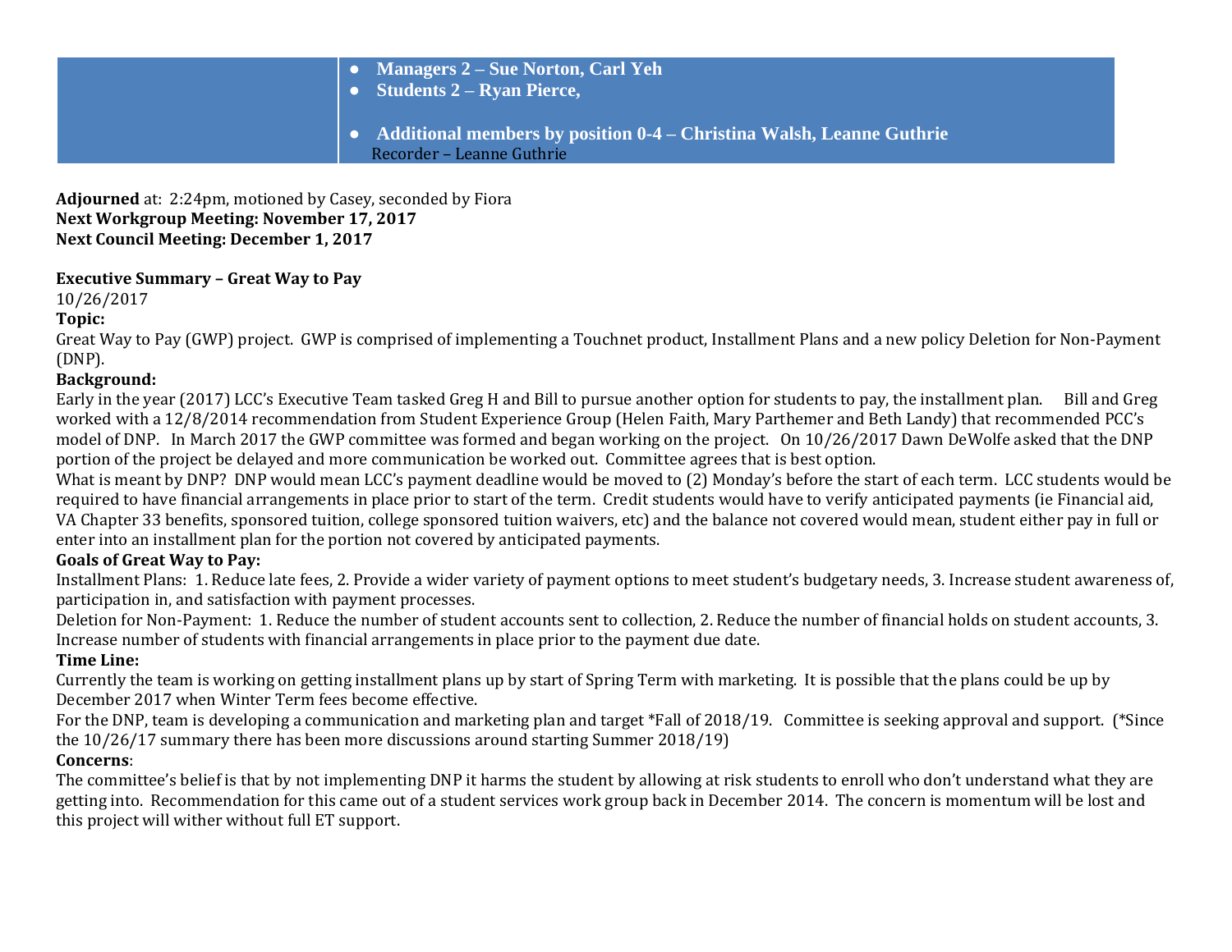| | |
|---|---|
| | ● **Managers 2 – Sue Norton, Carl Yeh**<br>● **Students 2 – Ryan Pierce,**<br><br>● **Additional members by position 0-4 – Christina Walsh, Leanne Guthrie**<br>Recorder – Leanne Guthrie |

**Adjourned** at: 2:24pm, motioned by Casey, seconded by Fiora
**Next Workgroup Meeting: November 17, 2017**
**Next Council Meeting: December 1, 2017**

**Executive Summary – Great Way to Pay**
10/26/2017

**Topic:**
Great Way to Pay (GWP) project. GWP is comprised of implementing a Touchnet product, Installment Plans and a new policy Deletion for Non-Payment (DNP).

**Background:**
Early in the year (2017) LCC's Executive Team tasked Greg H and Bill to pursue another option for students to pay, the installment plan. Bill and Greg worked with a 12/8/2014 recommendation from Student Experience Group (Helen Faith, Mary Parthemer and Beth Landy) that recommended PCC's model of DNP. In March 2017 the GWP committee was formed and began working on the project. On 10/26/2017 Dawn DeWolfe asked that the DNP portion of the project be delayed and more communication be worked out. Committee agrees that is best option.

What is meant by DNP? DNP would mean LCC's payment deadline would be moved to (2) Monday's before the start of each term. LCC students would be required to have financial arrangements in place prior to start of the term. Credit students would have to verify anticipated payments (ie Financial aid, VA Chapter 33 benefits, sponsored tuition, college sponsored tuition waivers, etc) and the balance not covered would mean, student either pay in full or enter into an installment plan for the portion not covered by anticipated payments.

**Goals of Great Way to Pay:**
Installment Plans: 1. Reduce late fees, 2. Provide a wider variety of payment options to meet student's budgetary needs, 3. Increase student awareness of, participation in, and satisfaction with payment processes.

Deletion for Non-Payment: 1. Reduce the number of student accounts sent to collection, 2. Reduce the number of financial holds on student accounts, 3. Increase number of students with financial arrangements in place prior to the payment due date.

**Time Line:**
Currently the team is working on getting installment plans up by start of Spring Term with marketing. It is possible that the plans could be up by December 2017 when Winter Term fees become effective.

For the DNP, team is developing a communication and marketing plan and target *Fall of 2018/19. Committee is seeking approval and support. (*Since the 10/26/17 summary there has been more discussions around starting Summer 2018/19)

**Concerns**:
The committee's belief is that by not implementing DNP it harms the student by allowing at risk students to enroll who don't understand what they are getting into. Recommendation for this came out of a student services work group back in December 2014. The concern is momentum will be lost and this project will wither without full ET support.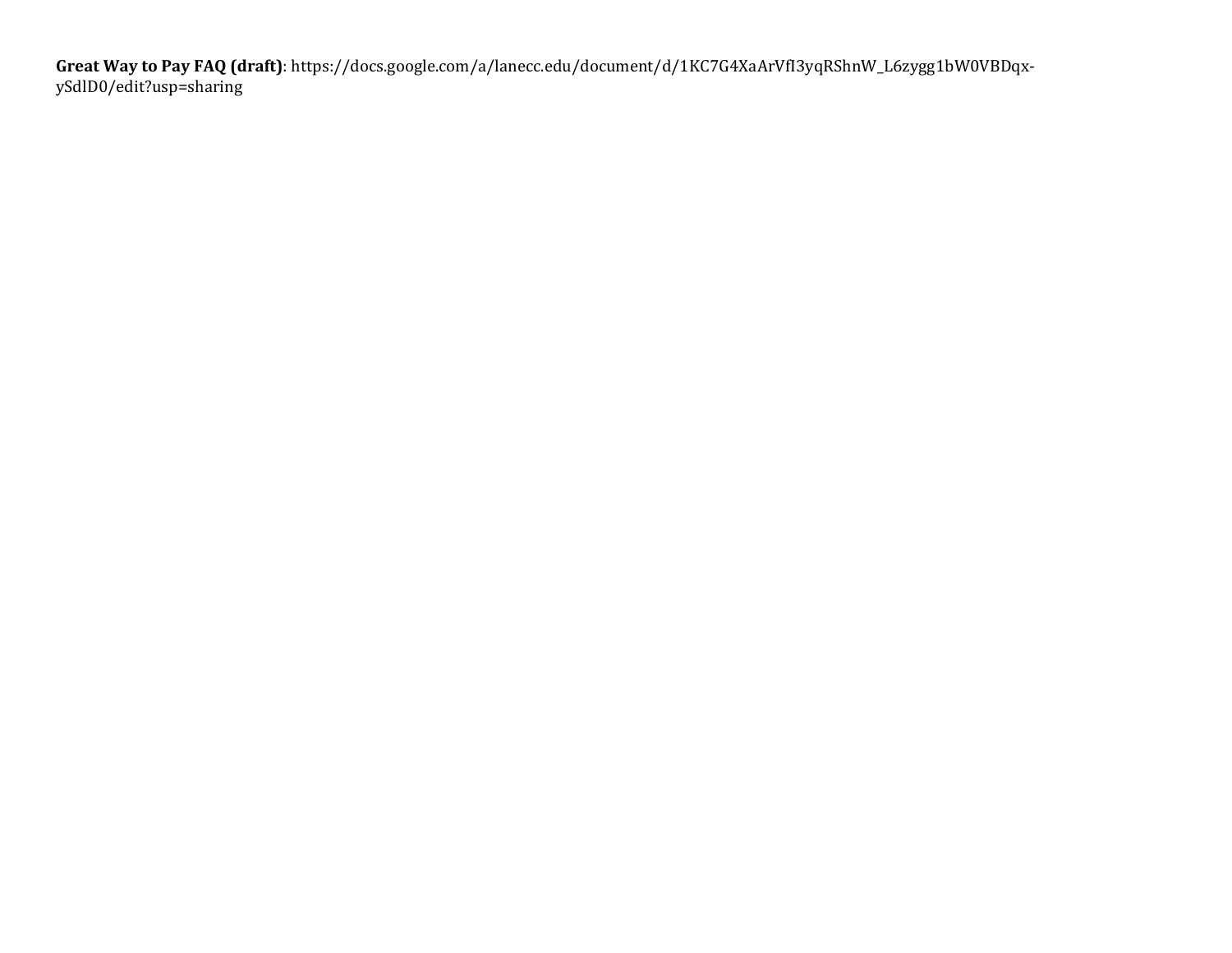**Great Way to Pay FAQ (draft)**: https://docs.google.com/a/lanecc.edu/document/d/1KC7G4XaArVfI3yqRShnW_L6zygg1bW0VBDqx-ySdlD0/edit?usp=sharing